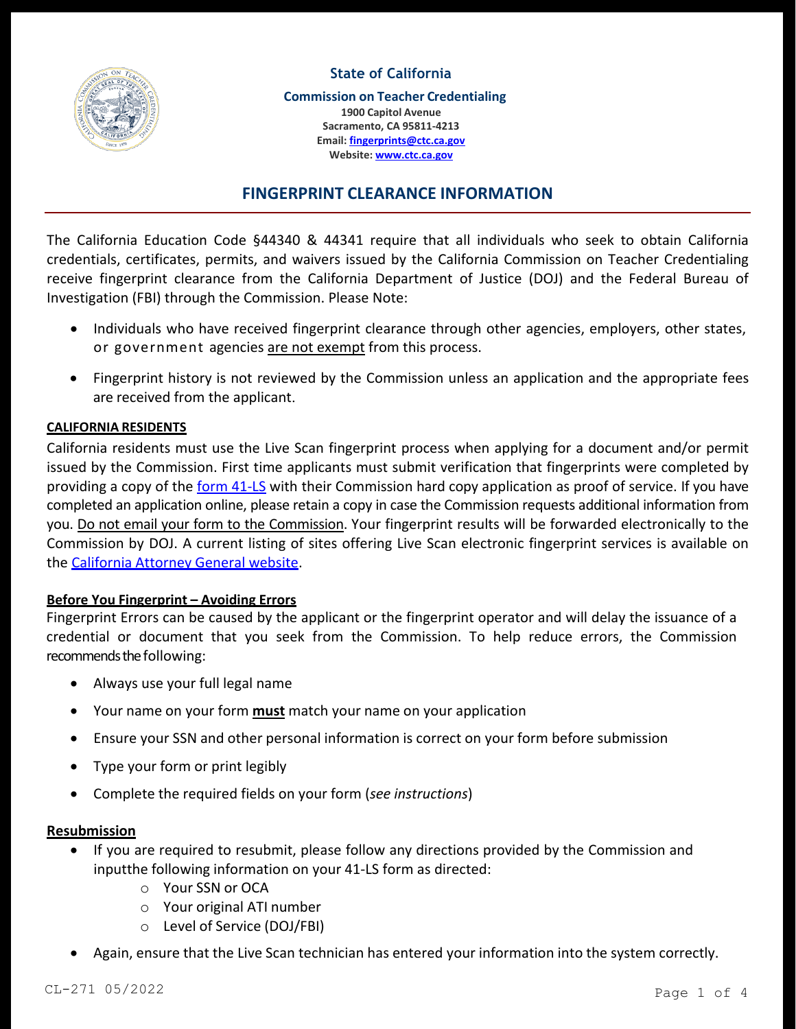**State of California**

**Commission on Teacher Credentialing**
**1900 Capitol Avenue**
**Sacramento, CA 95811-4213**
**Email: fingerprints@ctc.ca.gov**
**Website: www.ctc.ca.gov**

# FINGERPRINT CLEARANCE INFORMATION

The California Education Code §44340 & 44341 require that all individuals who seek to obtain California credentials, certificates, permits, and waivers issued by the California Commission on Teacher Credentialing receive fingerprint clearance from the California Department of Justice (DOJ) and the Federal Bureau of Investigation (FBI) through the Commission. Please Note:

- Individuals who have received fingerprint clearance through other agencies, employers, other states, or government agencies are not exempt from this process.
- Fingerprint history is not reviewed by the Commission unless an application and the appropriate fees are received from the applicant.

**CALIFORNIA RESIDENTS**

California residents must use the Live Scan fingerprint process when applying for a document and/or permit issued by the Commission. First time applicants must submit verification that fingerprints were completed by providing a copy of the form 41-LS with their Commission hard copy application as proof of service. If you have completed an application online, please retain a copy in case the Commission requests additional information from you. Do not email your form to the Commission. Your fingerprint results will be forwarded electronically to the Commission by DOJ. A current listing of sites offering Live Scan electronic fingerprint services is available on the California Attorney General website.

**Before You Fingerprint – Avoiding Errors**

Fingerprint Errors can be caused by the applicant or the fingerprint operator and will delay the issuance of a credential or document that you seek from the Commission. To help reduce errors, the Commission recommends the following:

- Always use your full legal name
- Your name on your form **must** match your name on your application
- Ensure your SSN and other personal information is correct on your form before submission
- Type your form or print legibly
- Complete the required fields on your form (*see instructions*)

**Resubmission**

- If you are required to resubmit, please follow any directions provided by the Commission and inputthe following information on your 41-LS form as directed:
  - Your SSN or OCA
  - Your original ATI number
  - Level of Service (DOJ/FBI)
- Again, ensure that the Live Scan technician has entered your information into the system correctly.

CL-271 05/2022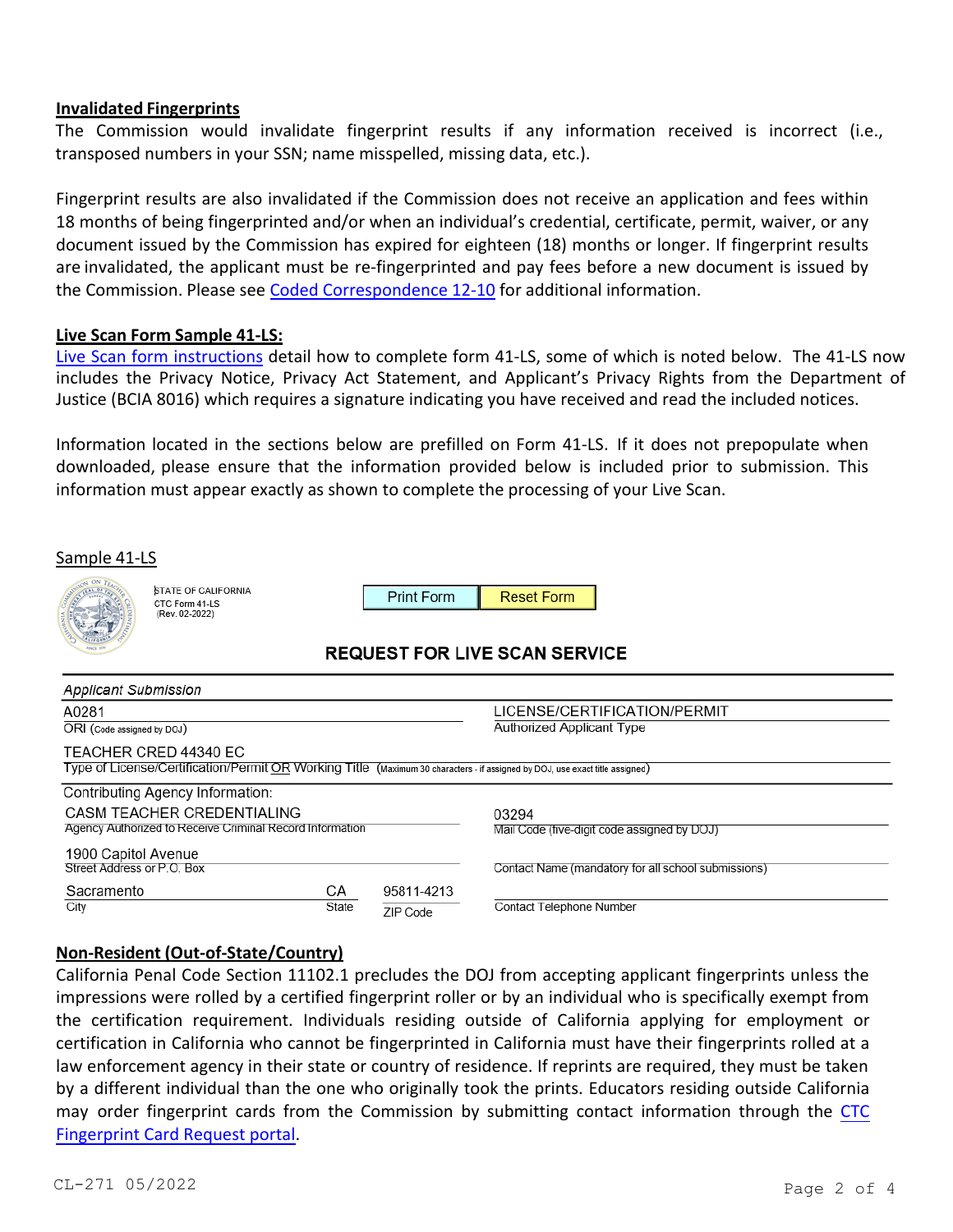**Invalidated Fingerprints**

The Commission would invalidate fingerprint results if any information received is incorrect (i.e., transposed numbers in your SSN; name misspelled, missing data, etc.).

Fingerprint results are also invalidated if the Commission does not receive an application and fees within 18 months of being fingerprinted and/or when an individual's credential, certificate, permit, waiver, or any document issued by the Commission has expired for eighteen (18) months or longer. If fingerprint results are invalidated, the applicant must be re-fingerprinted and pay fees before a new document is issued by the Commission. Please see Coded Correspondence 12-10 for additional information.

**Live Scan Form Sample 41-LS:**

Live Scan form instructions detail how to complete form 41-LS, some of which is noted below. The 41-LS now includes the Privacy Notice, Privacy Act Statement, and Applicant's Privacy Rights from the Department of Justice (BCIA 8016) which requires a signature indicating you have received and read the included notices.

Information located in the sections below are prefilled on Form 41-LS. If it does not prepopulate when downloaded, please ensure that the information provided below is included prior to submission. This information must appear exactly as shown to complete the processing of your Live Scan.

Sample 41-LS

STATE OF CALIFORNIA
CTC Form 41-LS
(Rev. 02-2022)

Print Form | Reset Form

**REQUEST FOR LIVE SCAN SERVICE**

*Applicant Submission*

| Field | Value |
| --- | --- |
| ORI (Code assigned by DOJ) | A0281 |
| Authorized Applicant Type | LICENSE/CERTIFICATION/PERMIT |
| Type of License/Certification/Permit OR Working Title (Maximum 30 characters - if assigned by DOJ, use exact title assigned) | TEACHER CRED 44340 EC |

Contributing Agency Information:

| Field | Value |
| --- | --- |
| Agency Authorized to Receive Criminal Record Information | CASM TEACHER CREDENTIALING |
| Mail Code (five-digit code assigned by DOJ) | 03294 |
| Street Address or P.O. Box | 1900 Capitol Avenue |
| Contact Name (mandatory for all school submissions) | |
| City | Sacramento |
| State | CA |
| ZIP Code | 95811-4213 |
| Contact Telephone Number | |

**Non-Resident (Out-of-State/Country)**

California Penal Code Section 11102.1 precludes the DOJ from accepting applicant fingerprints unless the impressions were rolled by a certified fingerprint roller or by an individual who is specifically exempt from the certification requirement. Individuals residing outside of California applying for employment or certification in California who cannot be fingerprinted in California must have their fingerprints rolled at a law enforcement agency in their state or country of residence. If reprints are required, they must be taken by a different individual than the one who originally took the prints. Educators residing outside California may order fingerprint cards from the Commission by submitting contact information through the CTC Fingerprint Card Request portal.

CL-271 05/2022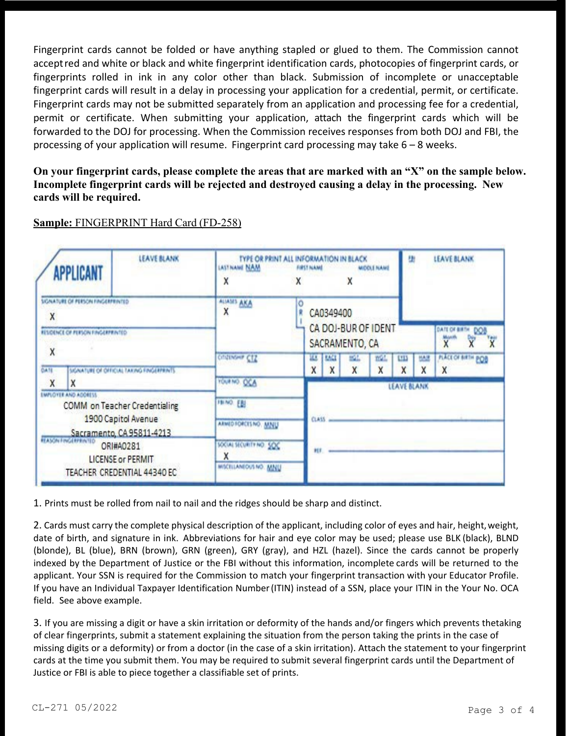Fingerprint cards cannot be folded or have anything stapled or glued to them. The Commission cannot accept red and white or black and white fingerprint identification cards, photocopies of fingerprint cards, or fingerprints rolled in ink in any color other than black. Submission of incomplete or unacceptable fingerprint cards will result in a delay in processing your application for a credential, permit, or certificate. Fingerprint cards may not be submitted separately from an application and processing fee for a credential, permit or certificate. When submitting your application, attach the fingerprint cards which will be forwarded to the DOJ for processing. When the Commission receives responses from both DOJ and FBI, the processing of your application will resume. Fingerprint card processing may take 6 – 8 weeks.

**On your fingerprint cards, please complete the areas that are marked with an "X" on the sample below. Incomplete fingerprint cards will be rejected and destroyed causing a delay in the processing. New cards will be required.**

**Sample:** FINGERPRINT Hard Card (FD-258)

| Field | Entry |
| --- | --- |
| APPLICANT | LEAVE BLANK |
| Type or print all information in black: Last Name NAM / First Name / Middle Name | X / X / X |
| FBI | LEAVE BLANK |
| Signature of Person Fingerprinted | X |
| Residence of Person Fingerprinted | X |
| Date | X |
| Signature of Official Taking Fingerprints | X |
| Employer and Address | COMM on Teacher Credentialing, 1900 Capitol Avenue, Sacramento, CA 95811-4213 |
| Reason Fingerprinted | ORI#A0281, LICENSE or PERMIT, TEACHER CREDENTIAL 44340 EC |
| Aliases AKA | X |
| ORI | CA0349400, CA DOJ-BUR OF IDENT, SACRAMENTO, CA |
| Date of Birth DOB (Month / Day / Year) | X / X / X |
| Citizenship CTZ | |
| Sex / Race / Hgt. / Wgt. / Eyes / Hair | X / X / X / X / X / X |
| Place of Birth POB | X |
| Your No. OCA | |
| FBI No. FBI | |
| Armed Forces No. MNU | |
| Social Security No. SOC | X |
| Miscellaneous No. MNU | |
| LEAVE BLANK (Class / Ref.) | |

1. Prints must be rolled from nail to nail and the ridges should be sharp and distinct.

2. Cards must carry the complete physical description of the applicant, including color of eyes and hair, height, weight, date of birth, and signature in ink. Abbreviations for hair and eye color may be used; please use BLK (black), BLND (blonde), BL (blue), BRN (brown), GRN (green), GRY (gray), and HZL (hazel). Since the cards cannot be properly indexed by the Department of Justice or the FBI without this information, incomplete cards will be returned to the applicant. Your SSN is required for the Commission to match your fingerprint transaction with your Educator Profile. If you have an Individual Taxpayer Identification Number (ITIN) instead of a SSN, place your ITIN in the Your No. OCA field. See above example.

3. If you are missing a digit or have a skin irritation or deformity of the hands and/or fingers which prevents thetaking of clear fingerprints, submit a statement explaining the situation from the person taking the prints in the case of missing digits or a deformity) or from a doctor (in the case of a skin irritation). Attach the statement to your fingerprint cards at the time you submit them. You may be required to submit several fingerprint cards until the Department of Justice or FBI is able to piece together a classifiable set of prints.

CL-271 05/2022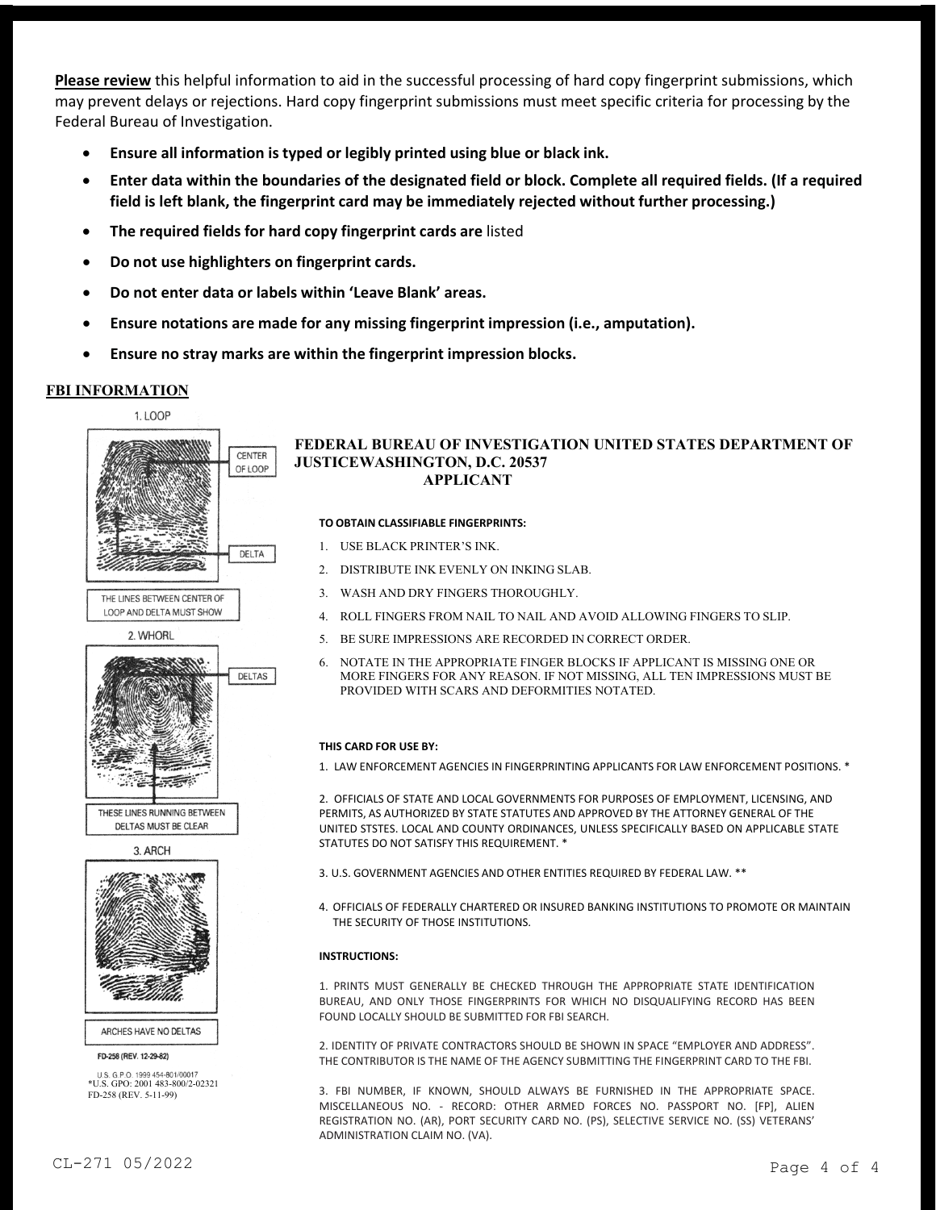**Please review** this helpful information to aid in the successful processing of hard copy fingerprint submissions, which may prevent delays or rejections. Hard copy fingerprint submissions must meet specific criteria for processing by the Federal Bureau of Investigation.

- **Ensure all information is typed or legibly printed using blue or black ink.**
- **Enter data within the boundaries of the designated field or block. Complete all required fields. (If a required field is left blank, the fingerprint card may be immediately rejected without further processing.)**
- **The required fields for hard copy fingerprint cards are** listed
- **Do not use highlighters on fingerprint cards.**
- **Do not enter data or labels within 'Leave Blank' areas.**
- **Ensure notations are made for any missing fingerprint impression (i.e., amputation).**
- **Ensure no stray marks are within the fingerprint impression blocks.**

## FBI INFORMATION

1. LOOP

CENTER OF LOOP

DELTA

THE LINES BETWEEN CENTER OF LOOP AND DELTA MUST SHOW

2. WHORL

DELTAS

THESE LINES RUNNING BETWEEN DELTAS MUST BE CLEAR

3. ARCH

ARCHES HAVE NO DELTAS

FD-258 (REV. 12-29-82)

U.S. G.P.O. 1999 454-801/00017
*U.S. GPO: 2001 483-800/2-02321
FD-258 (REV. 5-11-99)

### FEDERAL BUREAU OF INVESTIGATION UNITED STATES DEPARTMENT OF JUSTICEWASHINGTON, D.C. 20537
### APPLICANT

**TO OBTAIN CLASSIFIABLE FINGERPRINTS:**

1. USE BLACK PRINTER'S INK.
2. DISTRIBUTE INK EVENLY ON INKING SLAB.
3. WASH AND DRY FINGERS THOROUGHLY.
4. ROLL FINGERS FROM NAIL TO NAIL AND AVOID ALLOWING FINGERS TO SLIP.
5. BE SURE IMPRESSIONS ARE RECORDED IN CORRECT ORDER.
6. NOTATE IN THE APPROPRIATE FINGER BLOCKS IF APPLICANT IS MISSING ONE OR MORE FINGERS FOR ANY REASON. IF NOT MISSING, ALL TEN IMPRESSIONS MUST BE PROVIDED WITH SCARS AND DEFORMITIES NOTATED.

**THIS CARD FOR USE BY:**

1. LAW ENFORCEMENT AGENCIES IN FINGERPRINTING APPLICANTS FOR LAW ENFORCEMENT POSITIONS. *

2. OFFICIALS OF STATE AND LOCAL GOVERNMENTS FOR PURPOSES OF EMPLOYMENT, LICENSING, AND PERMITS, AS AUTHORIZED BY STATE STATUTES AND APPROVED BY THE ATTORNEY GENERAL OF THE UNITED STSTES. LOCAL AND COUNTY ORDINANCES, UNLESS SPECIFICALLY BASED ON APPLICABLE STATE STATUTES DO NOT SATISFY THIS REQUIREMENT. *

3. U.S. GOVERNMENT AGENCIES AND OTHER ENTITIES REQUIRED BY FEDERAL LAW. **

4. OFFICIALS OF FEDERALLY CHARTERED OR INSURED BANKING INSTITUTIONS TO PROMOTE OR MAINTAIN THE SECURITY OF THOSE INSTITUTIONS.

**INSTRUCTIONS:**

1. PRINTS MUST GENERALLY BE CHECKED THROUGH THE APPROPRIATE STATE IDENTIFICATION BUREAU, AND ONLY THOSE FINGERPRINTS FOR WHICH NO DISQUALIFYING RECORD HAS BEEN FOUND LOCALLY SHOULD BE SUBMITTED FOR FBI SEARCH.

2. IDENTITY OF PRIVATE CONTRACTORS SHOULD BE SHOWN IN SPACE "EMPLOYER AND ADDRESS". THE CONTRIBUTOR IS THE NAME OF THE AGENCY SUBMITTING THE FINGERPRINT CARD TO THE FBI.

3. FBI NUMBER, IF KNOWN, SHOULD ALWAYS BE FURNISHED IN THE APPROPRIATE SPACE. MISCELLANEOUS NO. - RECORD: OTHER ARMED FORCES NO. PASSPORT NO. [FP], ALIEN REGISTRATION NO. (AR), PORT SECURITY CARD NO. (PS), SELECTIVE SERVICE NO. (SS) VETERANS' ADMINISTRATION CLAIM NO. (VA).

CL-271 05/2022